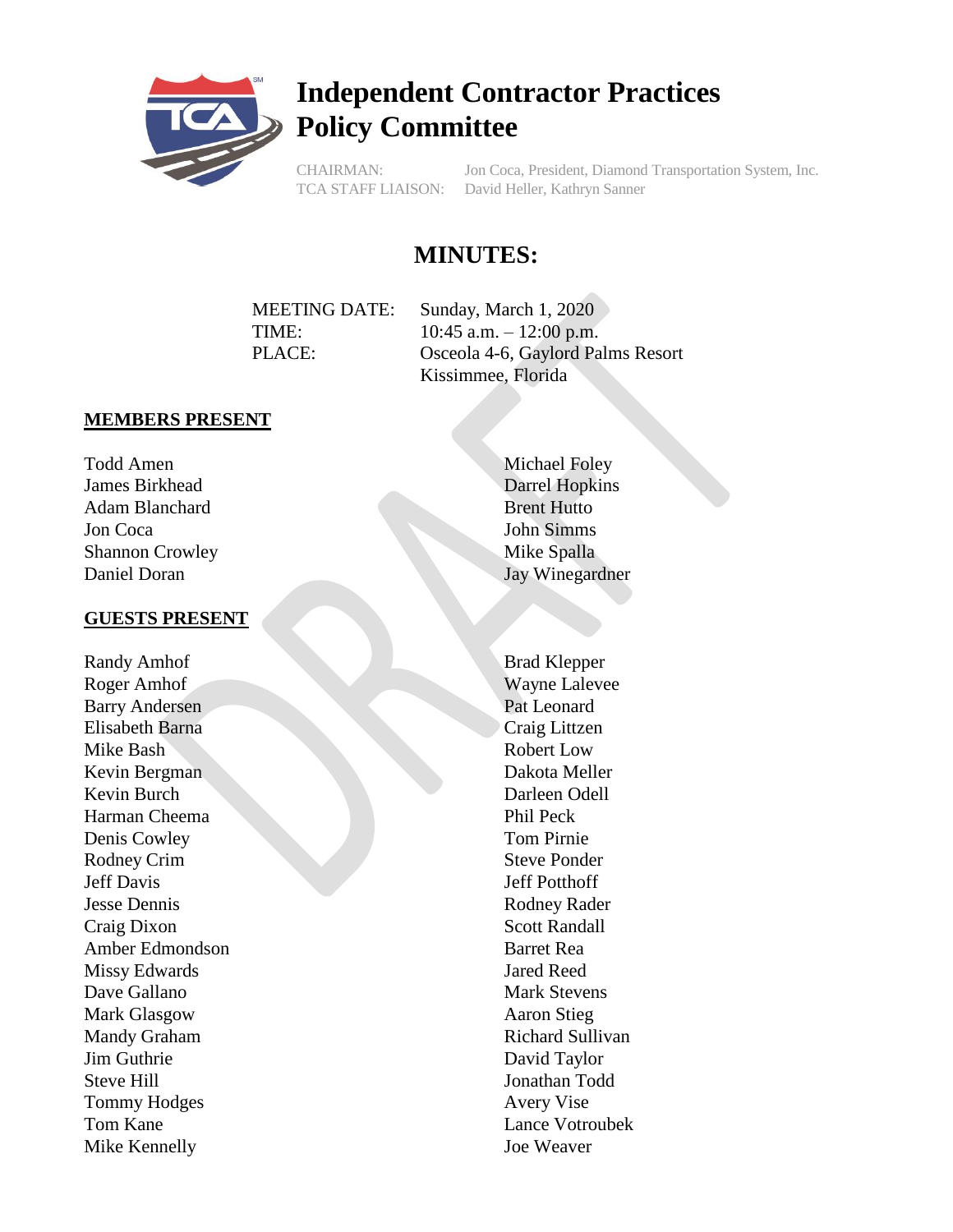# Independent Contractor Practices Policy Committee

CHAIRMAN: Jon Coca, President, Diamond Transportation System, Inc.
TCA STAFF LIAISON: David Heller, Kathryn Sanner

## MINUTES:

MEETING DATE: Sunday, March 1, 2020
TIME: 10:45 a.m. – 12:00 p.m.
PLACE: Osceola 4-6, Gaylord Palms Resort
Kissimmee, Florida

**MEMBERS PRESENT**

Todd Amen
James Birkhead
Adam Blanchard
Jon Coca
Shannon Crowley
Daniel Doran
Michael Foley
Darrel Hopkins
Brent Hutto
John Simms
Mike Spalla
Jay Winegardner

**GUESTS PRESENT**

Randy Amhof
Roger Amhof
Barry Andersen
Elisabeth Barna
Mike Bash
Kevin Bergman
Kevin Burch
Harman Cheema
Denis Cowley
Rodney Crim
Jeff Davis
Jesse Dennis
Craig Dixon
Amber Edmondson
Missy Edwards
Dave Gallano
Mark Glasgow
Mandy Graham
Jim Guthrie
Steve Hill
Tommy Hodges
Tom Kane
Mike Kennelly
Brad Klepper
Wayne Lalevee
Pat Leonard
Craig Littzen
Robert Low
Dakota Meller
Darleen Odell
Phil Peck
Tom Pirnie
Steve Ponder
Jeff Potthoff
Rodney Rader
Scott Randall
Barret Rea
Jared Reed
Mark Stevens
Aaron Stieg
Richard Sullivan
David Taylor
Jonathan Todd
Avery Vise
Lance Votroubek
Joe Weaver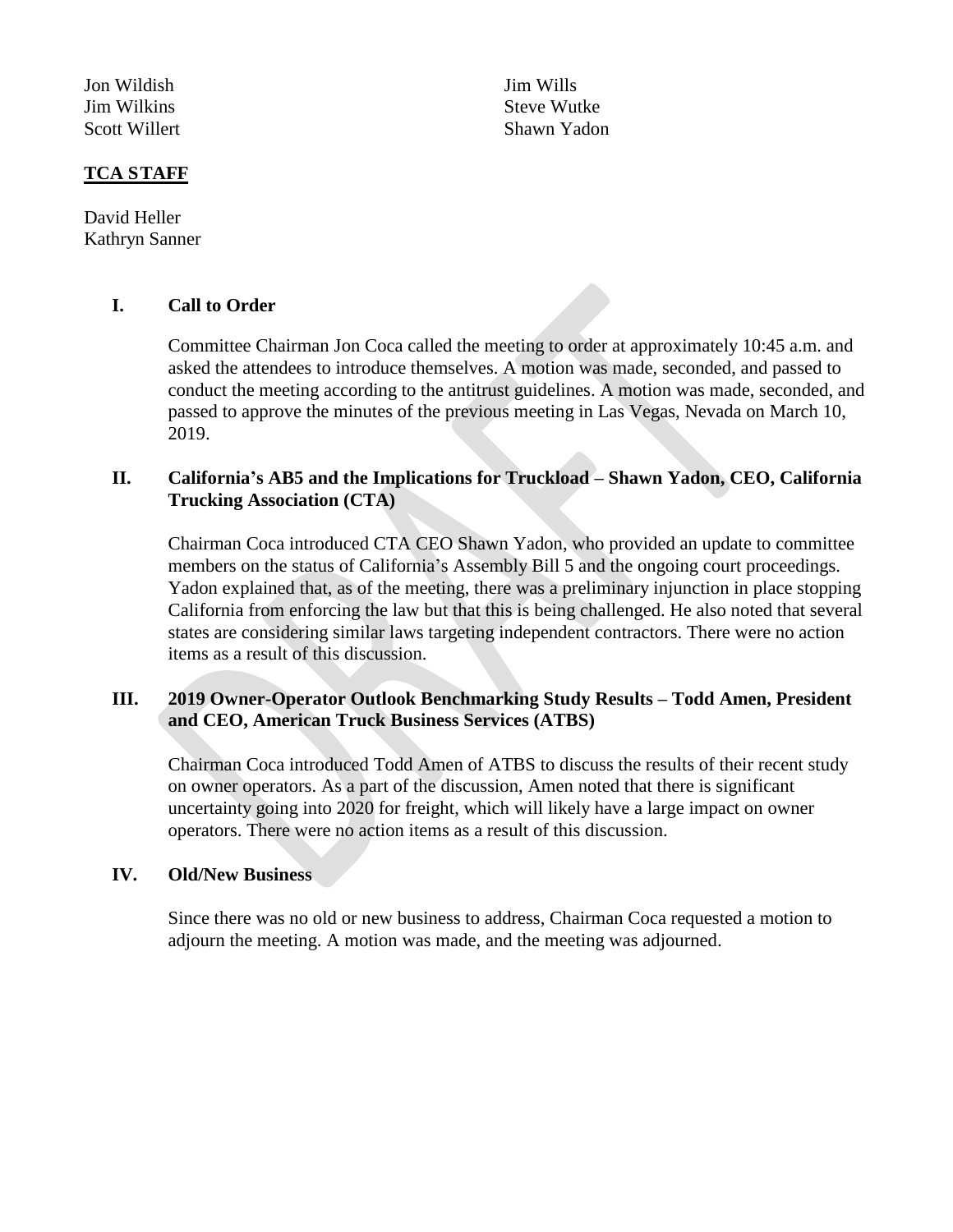Jon Wildish
Jim Wilkins
Scott Willert
Jim Wills
Steve Wutke
Shawn Yadon

**TCA STAFF**

David Heller
Kathryn Sanner

## I. Call to Order

Committee Chairman Jon Coca called the meeting to order at approximately 10:45 a.m. and asked the attendees to introduce themselves. A motion was made, seconded, and passed to conduct the meeting according to the antitrust guidelines. A motion was made, seconded, and passed to approve the minutes of the previous meeting in Las Vegas, Nevada on March 10, 2019.

## II. California's AB5 and the Implications for Truckload – Shawn Yadon, CEO, California Trucking Association (CTA)

Chairman Coca introduced CTA CEO Shawn Yadon, who provided an update to committee members on the status of California's Assembly Bill 5 and the ongoing court proceedings. Yadon explained that, as of the meeting, there was a preliminary injunction in place stopping California from enforcing the law but that this is being challenged. He also noted that several states are considering similar laws targeting independent contractors. There were no action items as a result of this discussion.

## III. 2019 Owner-Operator Outlook Benchmarking Study Results – Todd Amen, President and CEO, American Truck Business Services (ATBS)

Chairman Coca introduced Todd Amen of ATBS to discuss the results of their recent study on owner operators. As a part of the discussion, Amen noted that there is significant uncertainty going into 2020 for freight, which will likely have a large impact on owner operators. There were no action items as a result of this discussion.

## IV. Old/New Business

Since there was no old or new business to address, Chairman Coca requested a motion to adjourn the meeting. A motion was made, and the meeting was adjourned.